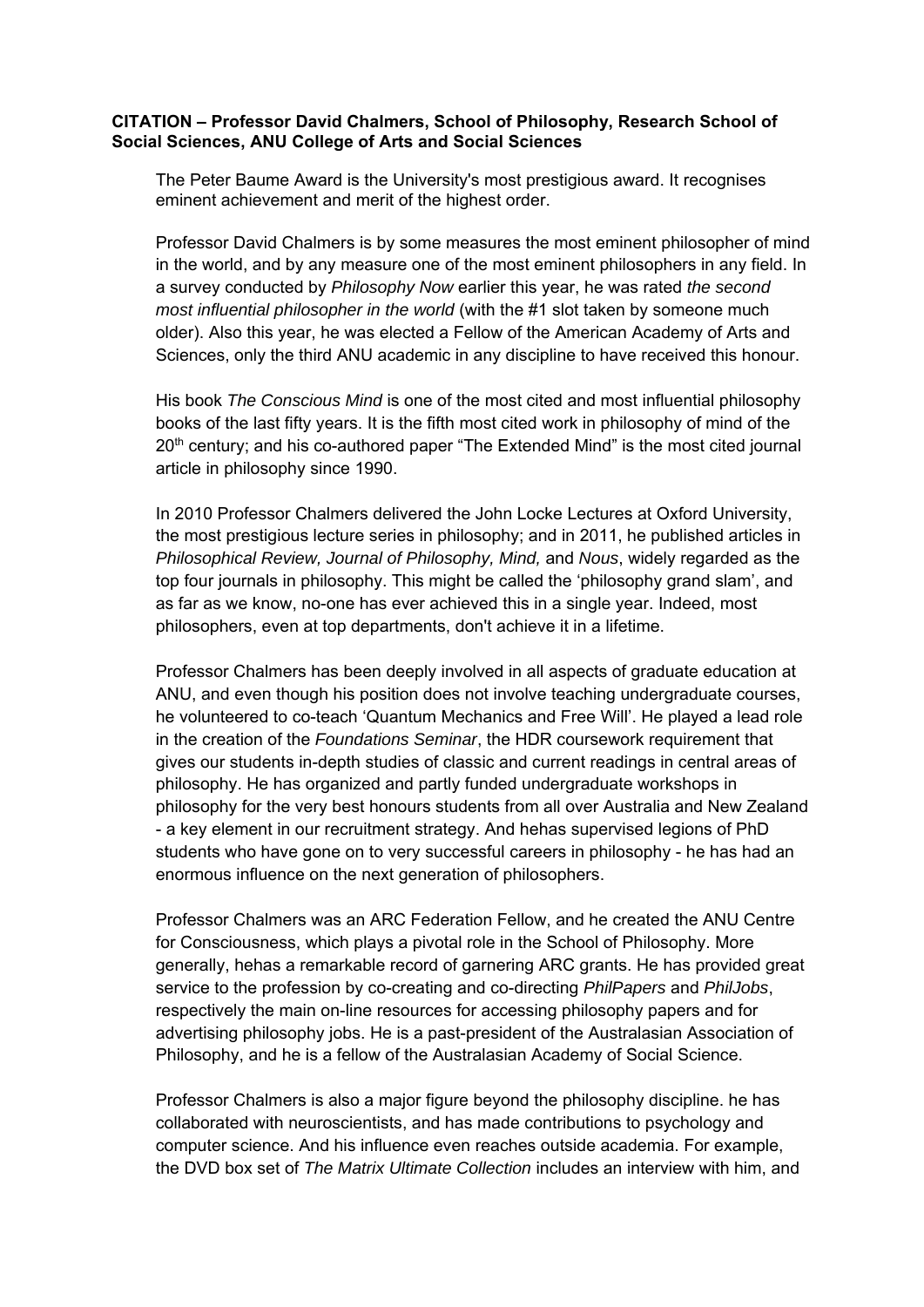**CITATION – Professor David Chalmers, School of Philosophy, Research School of Social Sciences, ANU College of Arts and Social Sciences**

The Peter Baume Award is the University's most prestigious award. It recognises eminent achievement and merit of the highest order.

Professor David Chalmers is by some measures the most eminent philosopher of mind in the world, and by any measure one of the most eminent philosophers in any field. In a survey conducted by *Philosophy Now* earlier this year, he was rated *the second most influential philosopher in the world* (with the #1 slot taken by someone much older). Also this year, he was elected a Fellow of the American Academy of Arts and Sciences, only the third ANU academic in any discipline to have received this honour.

His book *The Conscious Mind* is one of the most cited and most influential philosophy books of the last fifty years. It is the fifth most cited work in philosophy of mind of the 20th century; and his co-authored paper "The Extended Mind" is the most cited journal article in philosophy since 1990.

In 2010 Professor Chalmers delivered the John Locke Lectures at Oxford University, the most prestigious lecture series in philosophy; and in 2011, he published articles in *Philosophical Review, Journal of Philosophy, Mind,* and *Nous*, widely regarded as the top four journals in philosophy. This might be called the 'philosophy grand slam', and as far as we know, no-one has ever achieved this in a single year. Indeed, most philosophers, even at top departments, don't achieve it in a lifetime.

Professor Chalmers has been deeply involved in all aspects of graduate education at ANU, and even though his position does not involve teaching undergraduate courses, he volunteered to co-teach 'Quantum Mechanics and Free Will'. He played a lead role in the creation of the *Foundations Seminar*, the HDR coursework requirement that gives our students in-depth studies of classic and current readings in central areas of philosophy. He has organized and partly funded undergraduate workshops in philosophy for the very best honours students from all over Australia and New Zealand - a key element in our recruitment strategy. And hehas supervised legions of PhD students who have gone on to very successful careers in philosophy - he has had an enormous influence on the next generation of philosophers.

Professor Chalmers was an ARC Federation Fellow, and he created the ANU Centre for Consciousness, which plays a pivotal role in the School of Philosophy. More generally, hehas a remarkable record of garnering ARC grants. He has provided great service to the profession by co-creating and co-directing *PhilPapers* and *PhilJobs*, respectively the main on-line resources for accessing philosophy papers and for advertising philosophy jobs. He is a past-president of the Australasian Association of Philosophy, and he is a fellow of the Australasian Academy of Social Science.

Professor Chalmers is also a major figure beyond the philosophy discipline. he has collaborated with neuroscientists, and has made contributions to psychology and computer science. And his influence even reaches outside academia. For example, the DVD box set of *The Matrix Ultimate Collection* includes an interview with him, and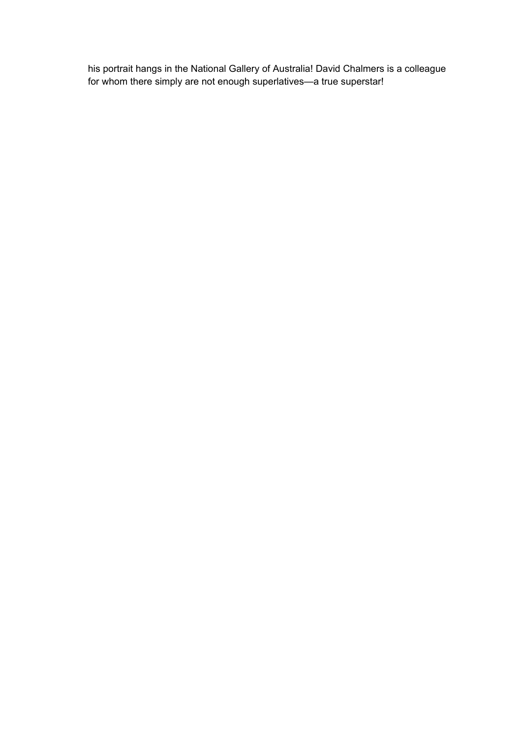his portrait hangs in the National Gallery of Australia! David Chalmers is a colleague for whom there simply are not enough superlatives—a true superstar!